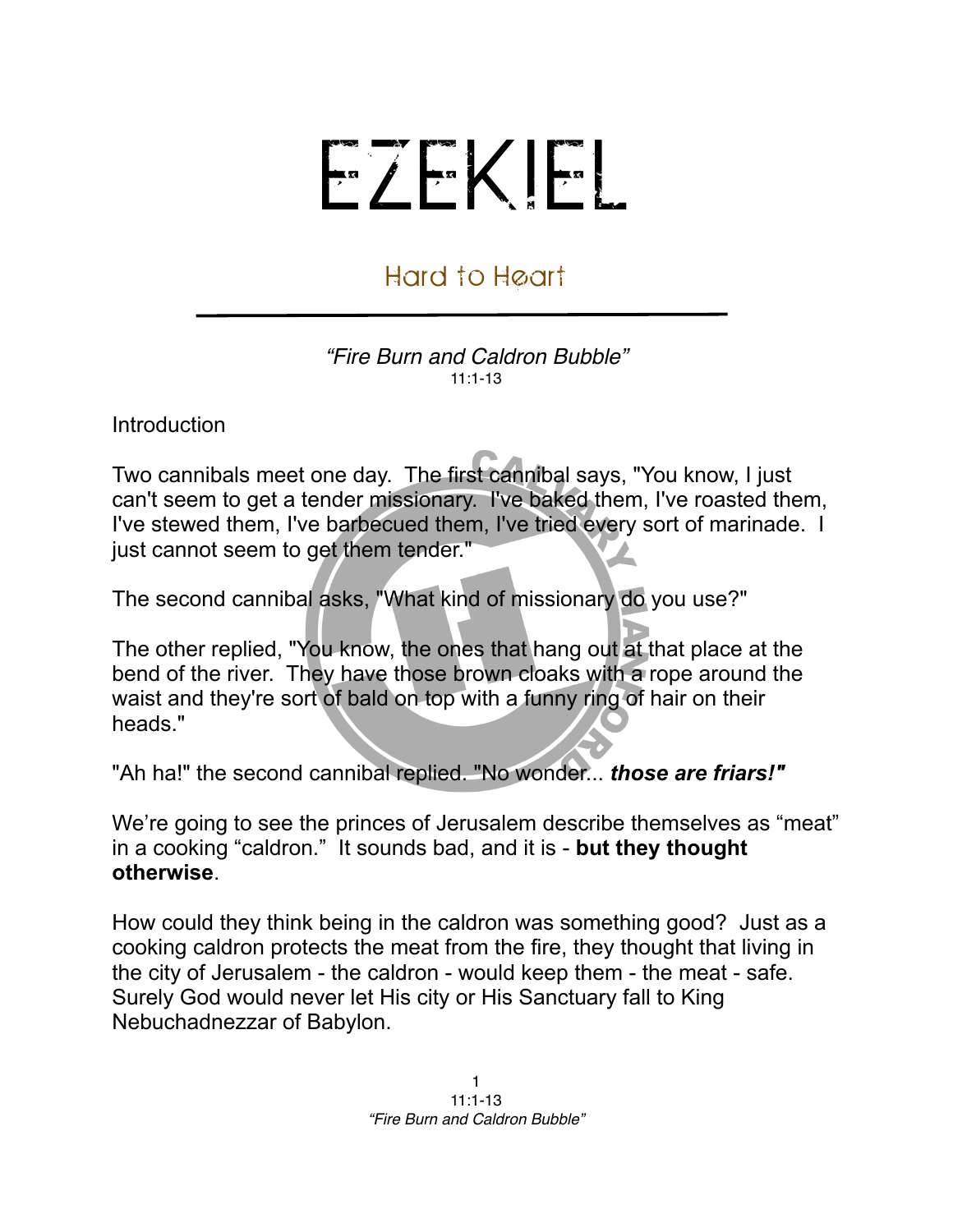# EZEKIEL

## Hard to Heart

*"Fire Burn and Caldron Bubble"*
11:1-13

Introduction

Two cannibals meet one day. The first cannibal says, "You know, I just can't seem to get a tender missionary. I've baked them, I've roasted them, I've stewed them, I've barbecued them, I've tried every sort of marinade. I just cannot seem to get them tender."

The second cannibal asks, "What kind of missionary do you use?"

The other replied, "You know, the ones that hang out at that place at the bend of the river. They have those brown cloaks with a rope around the waist and they're sort of bald on top with a funny ring of hair on their heads."

"Ah ha!" the second cannibal replied. "No wonder... ***those are friars!"***

We're going to see the princes of Jerusalem describe themselves as "meat" in a cooking "caldron." It sounds bad, and it is - **but they thought otherwise**.

How could they think being in the caldron was something good? Just as a cooking caldron protects the meat from the fire, they thought that living in the city of Jerusalem - the caldron - would keep them - the meat - safe. Surely God would never let His city or His Sanctuary fall to King Nebuchadnezzar of Babylon.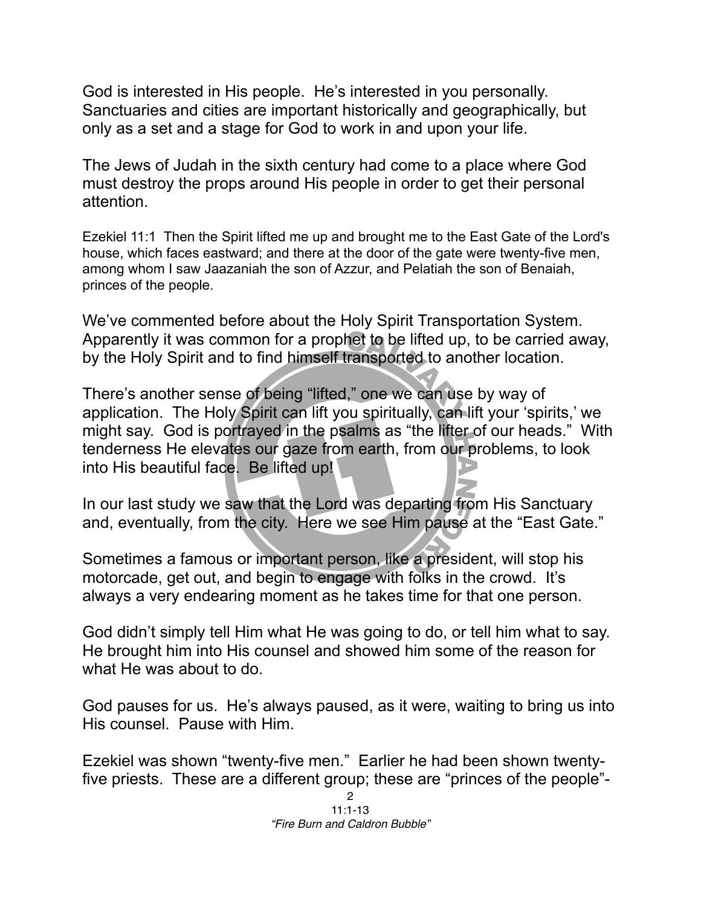God is interested in His people. He's interested in you personally. Sanctuaries and cities are important historically and geographically, but only as a set and a stage for God to work in and upon your life.

The Jews of Judah in the sixth century had come to a place where God must destroy the props around His people in order to get their personal attention.

Ezekiel 11:1 Then the Spirit lifted me up and brought me to the East Gate of the Lord's house, which faces eastward; and there at the door of the gate were twenty-five men, among whom I saw Jaazaniah the son of Azzur, and Pelatiah the son of Benaiah, princes of the people.

We've commented before about the Holy Spirit Transportation System. Apparently it was common for a prophet to be lifted up, to be carried away, by the Holy Spirit and to find himself transported to another location.

There's another sense of being "lifted," one we can use by way of application. The Holy Spirit can lift you spiritually, can lift your 'spirits,' we might say. God is portrayed in the psalms as "the lifter of our heads." With tenderness He elevates our gaze from earth, from our problems, to look into His beautiful face. Be lifted up!

In our last study we saw that the Lord was departing from His Sanctuary and, eventually, from the city. Here we see Him pause at the "East Gate."

Sometimes a famous or important person, like a president, will stop his motorcade, get out, and begin to engage with folks in the crowd. It's always a very endearing moment as he takes time for that one person.

God didn't simply tell Him what He was going to do, or tell him what to say. He brought him into His counsel and showed him some of the reason for what He was about to do.

God pauses for us. He's always paused, as it were, waiting to bring us into His counsel. Pause with Him.

Ezekiel was shown "twenty-five men." Earlier he had been shown twenty-five priests. These are a different group; these are "princes of the people"-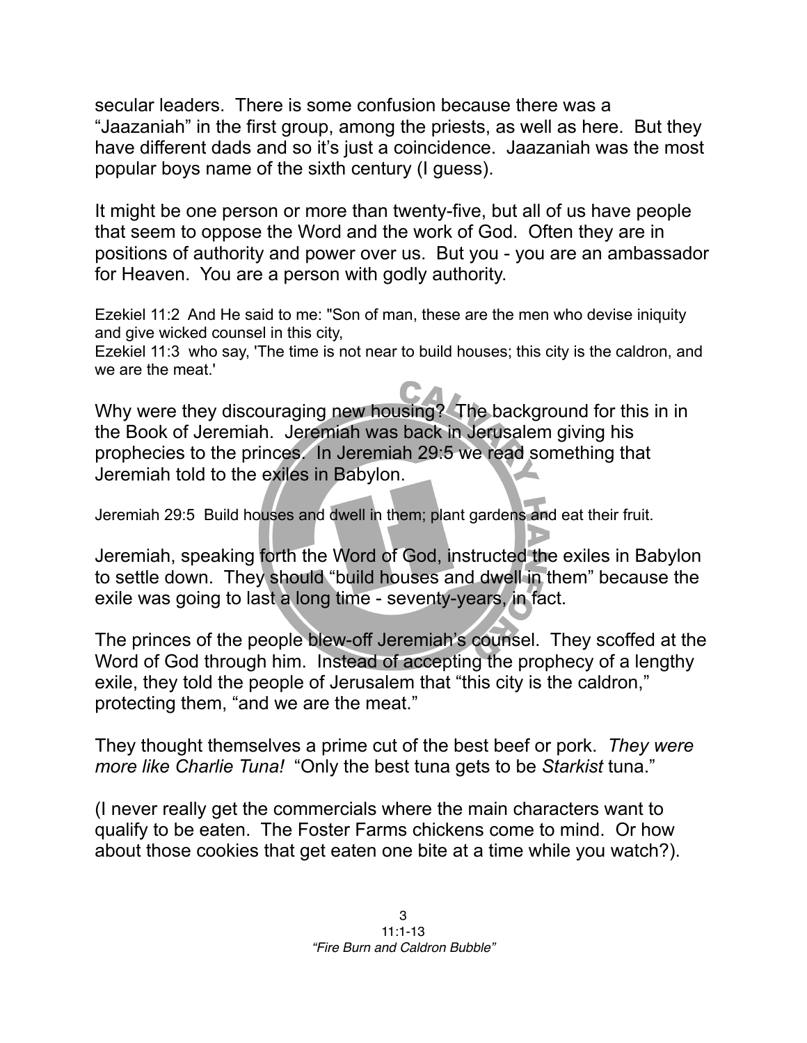secular leaders. There is some confusion because there was a "Jaazaniah" in the first group, among the priests, as well as here. But they have different dads and so it's just a coincidence. Jaazaniah was the most popular boys name of the sixth century (I guess).

It might be one person or more than twenty-five, but all of us have people that seem to oppose the Word and the work of God. Often they are in positions of authority and power over us. But you - you are an ambassador for Heaven. You are a person with godly authority.

Ezekiel 11:2 And He said to me: "Son of man, these are the men who devise iniquity and give wicked counsel in this city,
Ezekiel 11:3 who say, 'The time is not near to build houses; this city is the caldron, and we are the meat.'

Why were they discouraging new housing? The background for this in in the Book of Jeremiah. Jeremiah was back in Jerusalem giving his prophecies to the princes. In Jeremiah 29:5 we read something that Jeremiah told to the exiles in Babylon.

Jeremiah 29:5 Build houses and dwell in them; plant gardens and eat their fruit.

Jeremiah, speaking forth the Word of God, instructed the exiles in Babylon to settle down. They should "build houses and dwell in them" because the exile was going to last a long time - seventy-years, in fact.

The princes of the people blew-off Jeremiah's counsel. They scoffed at the Word of God through him. Instead of accepting the prophecy of a lengthy exile, they told the people of Jerusalem that "this city is the caldron," protecting them, "and we are the meat."

They thought themselves a prime cut of the best beef or pork. *They were more like Charlie Tuna!* "Only the best tuna gets to be *Starkist* tuna."

(I never really get the commercials where the main characters want to qualify to be eaten. The Foster Farms chickens come to mind. Or how about those cookies that get eaten one bite at a time while you watch?).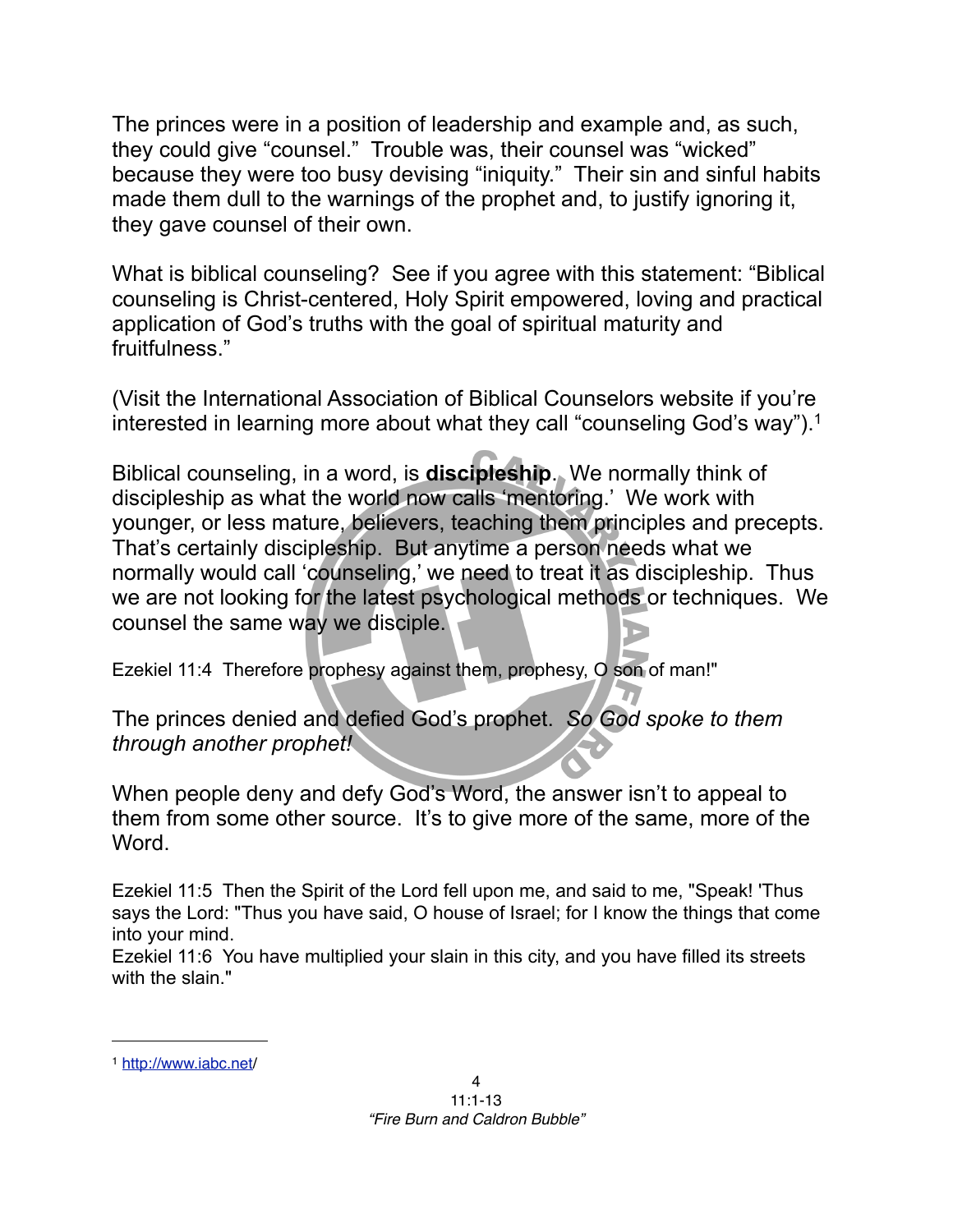The princes were in a position of leadership and example and, as such, they could give "counsel." Trouble was, their counsel was "wicked" because they were too busy devising "iniquity." Their sin and sinful habits made them dull to the warnings of the prophet and, to justify ignoring it, they gave counsel of their own.

What is biblical counseling? See if you agree with this statement: "Biblical counseling is Christ-centered, Holy Spirit empowered, loving and practical application of God's truths with the goal of spiritual maturity and fruitfulness."

(Visit the International Association of Biblical Counselors website if you're interested in learning more about what they call "counseling God's way").[1]

Biblical counseling, in a word, is **discipleship**. We normally think of discipleship as what the world now calls 'mentoring.' We work with younger, or less mature, believers, teaching them principles and precepts. That's certainly discipleship. But anytime a person needs what we normally would call 'counseling,' we need to treat it as discipleship. Thus we are not looking for the latest psychological methods or techniques. We counsel the same way we disciple.

Ezekiel 11:4 Therefore prophesy against them, prophesy, O son of man!"

The princes denied and defied God's prophet. *So God spoke to them through another prophet!*

When people deny and defy God's Word, the answer isn't to appeal to them from some other source. It's to give more of the same, more of the Word.

Ezekiel 11:5 Then the Spirit of the Lord fell upon me, and said to me, "Speak! 'Thus says the Lord: "Thus you have said, O house of Israel; for I know the things that come into your mind.
Ezekiel 11:6 You have multiplied your slain in this city, and you have filled its streets with the slain."

---

[1] http://www.iabc.net/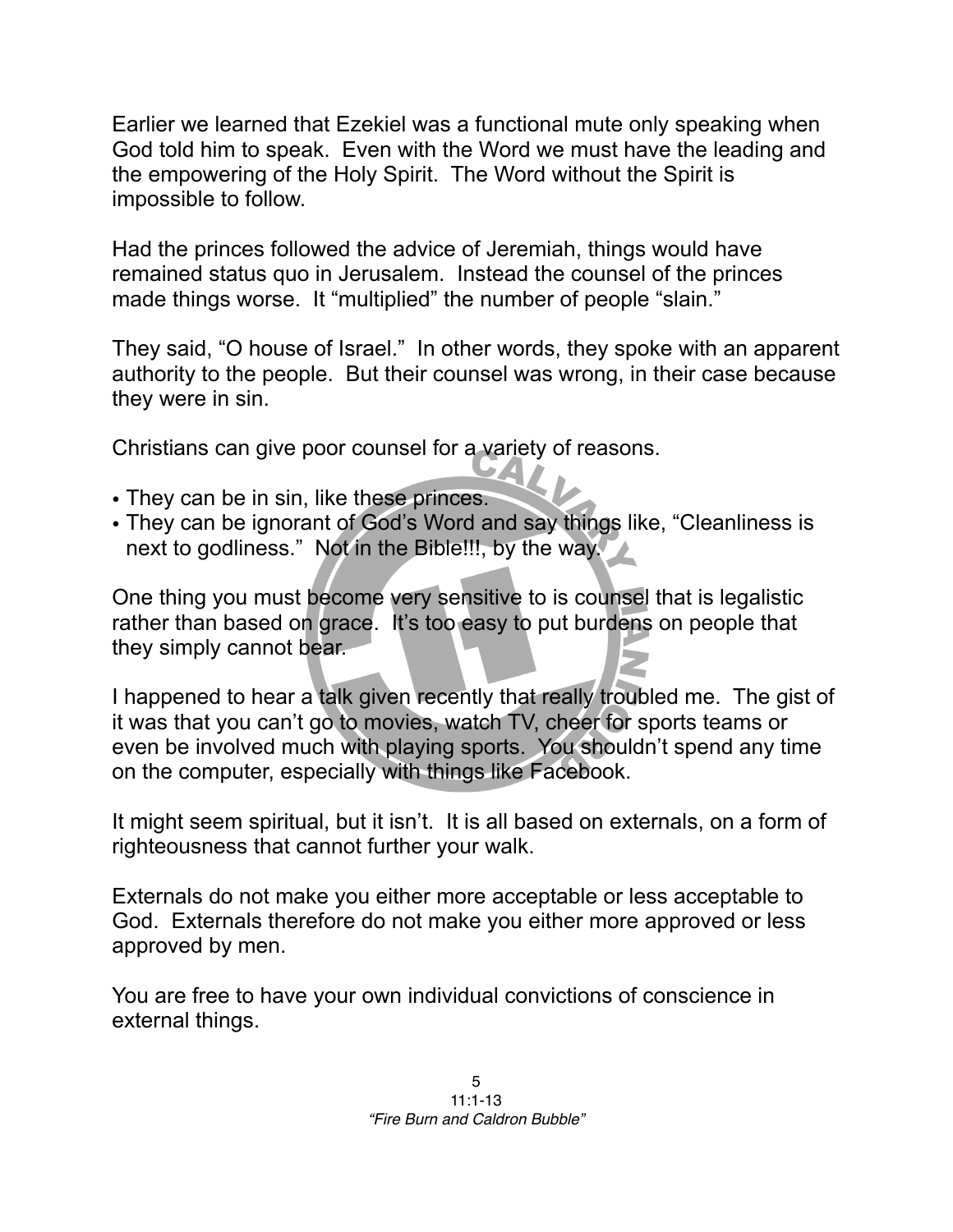Earlier we learned that Ezekiel was a functional mute only speaking when God told him to speak. Even with the Word we must have the leading and the empowering of the Holy Spirit. The Word without the Spirit is impossible to follow.

Had the princes followed the advice of Jeremiah, things would have remained status quo in Jerusalem. Instead the counsel of the princes made things worse. It "multiplied" the number of people "slain."

They said, "O house of Israel." In other words, they spoke with an apparent authority to the people. But their counsel was wrong, in their case because they were in sin.

Christians can give poor counsel for a variety of reasons.

- They can be in sin, like these princes.
- They can be ignorant of God's Word and say things like, "Cleanliness is next to godliness." Not in the Bible!!!, by the way.

One thing you must become very sensitive to is counsel that is legalistic rather than based on grace. It's too easy to put burdens on people that they simply cannot bear.

I happened to hear a talk given recently that really troubled me. The gist of it was that you can't go to movies, watch TV, cheer for sports teams or even be involved much with playing sports. You shouldn't spend any time on the computer, especially with things like Facebook.

It might seem spiritual, but it isn't. It is all based on externals, on a form of righteousness that cannot further your walk.

Externals do not make you either more acceptable or less acceptable to God. Externals therefore do not make you either more approved or less approved by men.

You are free to have your own individual convictions of conscience in external things.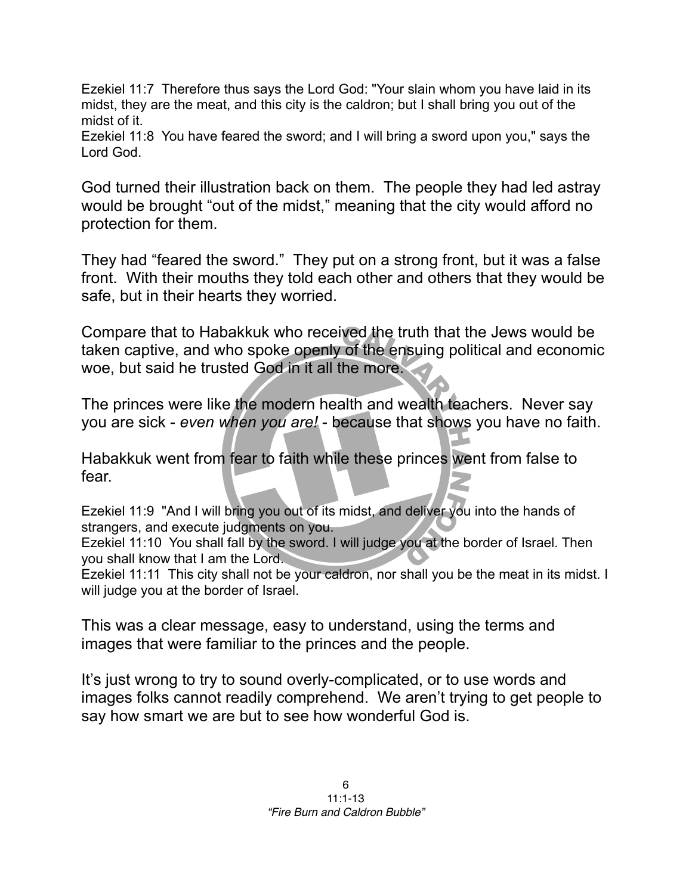Ezekiel 11:7 Therefore thus says the Lord God: "Your slain whom you have laid in its midst, they are the meat, and this city is the caldron; but I shall bring you out of the midst of it.
Ezekiel 11:8 You have feared the sword; and I will bring a sword upon you," says the Lord God.

God turned their illustration back on them. The people they had led astray would be brought "out of the midst," meaning that the city would afford no protection for them.

They had "feared the sword." They put on a strong front, but it was a false front. With their mouths they told each other and others that they would be safe, but in their hearts they worried.

Compare that to Habakkuk who received the truth that the Jews would be taken captive, and who spoke openly of the ensuing political and economic woe, but said he trusted God in it all the more.

The princes were like the modern health and wealth teachers. Never say you are sick - *even when you are!* - because that shows you have no faith.

Habakkuk went from fear to faith while these princes went from false to fear.

Ezekiel 11:9 "And I will bring you out of its midst, and deliver you into the hands of strangers, and execute judgments on you.
Ezekiel 11:10 You shall fall by the sword. I will judge you at the border of Israel. Then you shall know that I am the Lord.
Ezekiel 11:11 This city shall not be your caldron, nor shall you be the meat in its midst. I will judge you at the border of Israel.

This was a clear message, easy to understand, using the terms and images that were familiar to the princes and the people.

It's just wrong to try to sound overly-complicated, or to use words and images folks cannot readily comprehend. We aren't trying to get people to say how smart we are but to see how wonderful God is.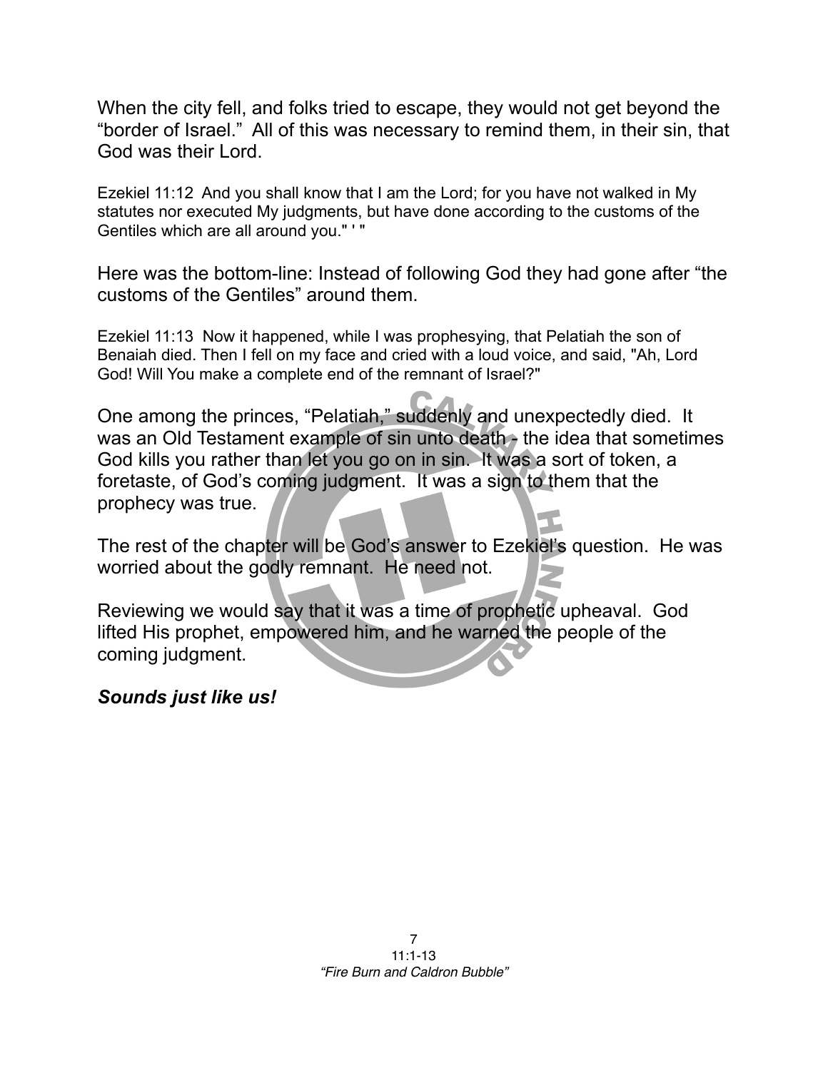When the city fell, and folks tried to escape, they would not get beyond the "border of Israel." All of this was necessary to remind them, in their sin, that God was their Lord.

Ezekiel 11:12 And you shall know that I am the Lord; for you have not walked in My statutes nor executed My judgments, but have done according to the customs of the Gentiles which are all around you." ' "

Here was the bottom-line: Instead of following God they had gone after "the customs of the Gentiles" around them.

Ezekiel 11:13 Now it happened, while I was prophesying, that Pelatiah the son of Benaiah died. Then I fell on my face and cried with a loud voice, and said, "Ah, Lord God! Will You make a complete end of the remnant of Israel?"

One among the princes, "Pelatiah," suddenly and unexpectedly died. It was an Old Testament example of sin unto death - the idea that sometimes God kills you rather than let you go on in sin. It was a sort of token, a foretaste, of God's coming judgment. It was a sign to them that the prophecy was true.

The rest of the chapter will be God's answer to Ezekiel's question. He was worried about the godly remnant. He need not.

Reviewing we would say that it was a time of prophetic upheaval. God lifted His prophet, empowered him, and he warned the people of the coming judgment.

***Sounds just like us!***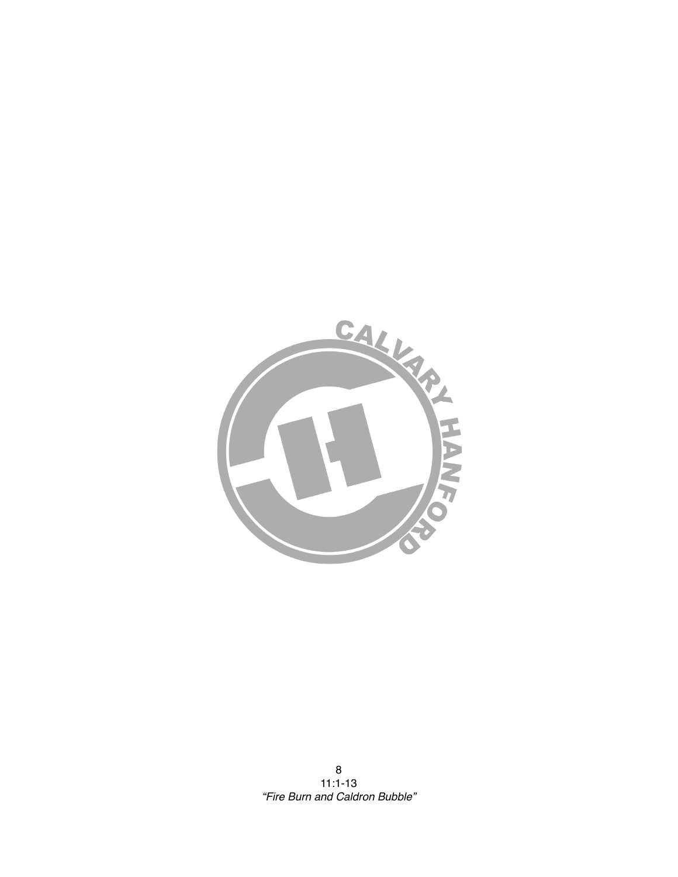11:1-13

*"Fire Burn and Caldron Bubble"*